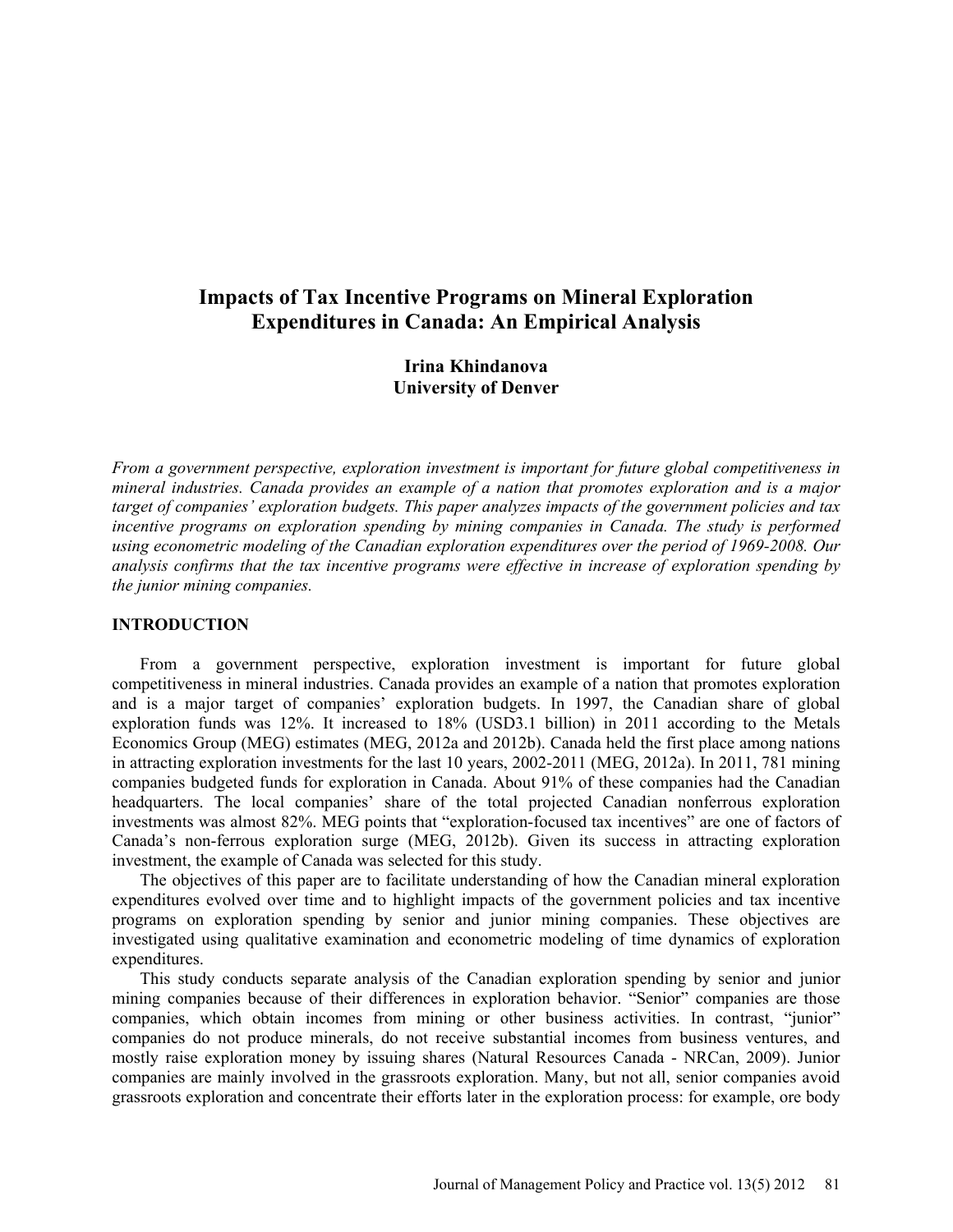# Impacts of Tax Incentive Programs on Mineral Exploration Expenditures in Canada: An Empirical Analysis

**Irina Khindanova**
**University of Denver**

*From a government perspective, exploration investment is important for future global competitiveness in mineral industries. Canada provides an example of a nation that promotes exploration and is a major target of companies' exploration budgets. This paper analyzes impacts of the government policies and tax incentive programs on exploration spending by mining companies in Canada. The study is performed using econometric modeling of the Canadian exploration expenditures over the period of 1969-2008. Our analysis confirms that the tax incentive programs were effective in increase of exploration spending by the junior mining companies.*

## INTRODUCTION

From a government perspective, exploration investment is important for future global competitiveness in mineral industries. Canada provides an example of a nation that promotes exploration and is a major target of companies' exploration budgets. In 1997, the Canadian share of global exploration funds was 12%. It increased to 18% (USD3.1 billion) in 2011 according to the Metals Economics Group (MEG) estimates (MEG, 2012a and 2012b). Canada held the first place among nations in attracting exploration investments for the last 10 years, 2002-2011 (MEG, 2012a). In 2011, 781 mining companies budgeted funds for exploration in Canada. About 91% of these companies had the Canadian headquarters. The local companies' share of the total projected Canadian nonferrous exploration investments was almost 82%. MEG points that "exploration-focused tax incentives" are one of factors of Canada's non-ferrous exploration surge (MEG, 2012b). Given its success in attracting exploration investment, the example of Canada was selected for this study.

The objectives of this paper are to facilitate understanding of how the Canadian mineral exploration expenditures evolved over time and to highlight impacts of the government policies and tax incentive programs on exploration spending by senior and junior mining companies. These objectives are investigated using qualitative examination and econometric modeling of time dynamics of exploration expenditures.

This study conducts separate analysis of the Canadian exploration spending by senior and junior mining companies because of their differences in exploration behavior. "Senior" companies are those companies, which obtain incomes from mining or other business activities. In contrast, "junior" companies do not produce minerals, do not receive substantial incomes from business ventures, and mostly raise exploration money by issuing shares (Natural Resources Canada - NRCan, 2009). Junior companies are mainly involved in the grassroots exploration. Many, but not all, senior companies avoid grassroots exploration and concentrate their efforts later in the exploration process: for example, ore body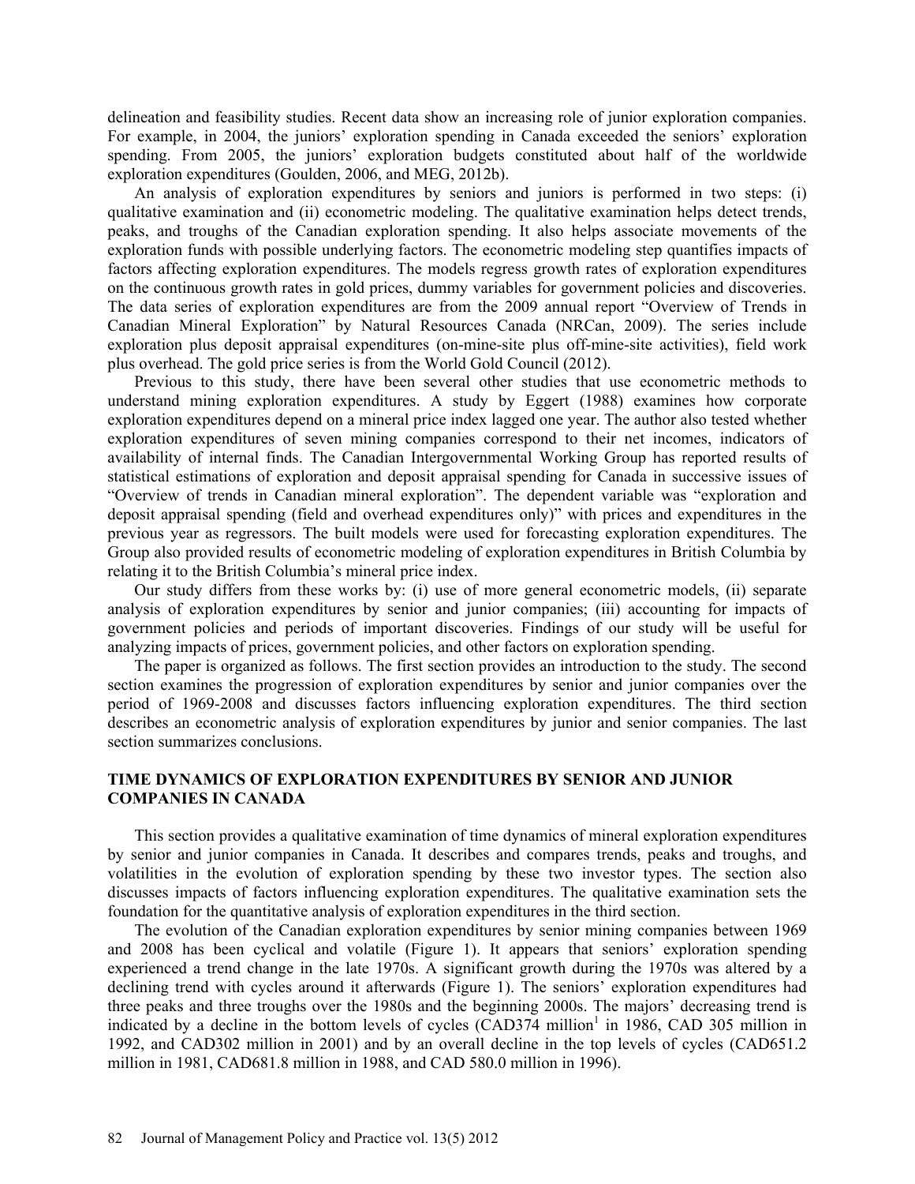delineation and feasibility studies. Recent data show an increasing role of junior exploration companies. For example, in 2004, the juniors' exploration spending in Canada exceeded the seniors' exploration spending. From 2005, the juniors' exploration budgets constituted about half of the worldwide exploration expenditures (Goulden, 2006, and MEG, 2012b).

An analysis of exploration expenditures by seniors and juniors is performed in two steps: (i) qualitative examination and (ii) econometric modeling. The qualitative examination helps detect trends, peaks, and troughs of the Canadian exploration spending. It also helps associate movements of the exploration funds with possible underlying factors. The econometric modeling step quantifies impacts of factors affecting exploration expenditures. The models regress growth rates of exploration expenditures on the continuous growth rates in gold prices, dummy variables for government policies and discoveries. The data series of exploration expenditures are from the 2009 annual report "Overview of Trends in Canadian Mineral Exploration" by Natural Resources Canada (NRCan, 2009). The series include exploration plus deposit appraisal expenditures (on-mine-site plus off-mine-site activities), field work plus overhead. The gold price series is from the World Gold Council (2012).

Previous to this study, there have been several other studies that use econometric methods to understand mining exploration expenditures. A study by Eggert (1988) examines how corporate exploration expenditures depend on a mineral price index lagged one year. The author also tested whether exploration expenditures of seven mining companies correspond to their net incomes, indicators of availability of internal finds. The Canadian Intergovernmental Working Group has reported results of statistical estimations of exploration and deposit appraisal spending for Canada in successive issues of "Overview of trends in Canadian mineral exploration". The dependent variable was "exploration and deposit appraisal spending (field and overhead expenditures only)" with prices and expenditures in the previous year as regressors. The built models were used for forecasting exploration expenditures. The Group also provided results of econometric modeling of exploration expenditures in British Columbia by relating it to the British Columbia's mineral price index.

Our study differs from these works by: (i) use of more general econometric models, (ii) separate analysis of exploration expenditures by senior and junior companies; (iii) accounting for impacts of government policies and periods of important discoveries. Findings of our study will be useful for analyzing impacts of prices, government policies, and other factors on exploration spending.

The paper is organized as follows. The first section provides an introduction to the study. The second section examines the progression of exploration expenditures by senior and junior companies over the period of 1969-2008 and discusses factors influencing exploration expenditures. The third section describes an econometric analysis of exploration expenditures by junior and senior companies. The last section summarizes conclusions.

## TIME DYNAMICS OF EXPLORATION EXPENDITURES BY SENIOR AND JUNIOR COMPANIES IN CANADA

This section provides a qualitative examination of time dynamics of mineral exploration expenditures by senior and junior companies in Canada. It describes and compares trends, peaks and troughs, and volatilities in the evolution of exploration spending by these two investor types. The section also discusses impacts of factors influencing exploration expenditures. The qualitative examination sets the foundation for the quantitative analysis of exploration expenditures in the third section.

The evolution of the Canadian exploration expenditures by senior mining companies between 1969 and 2008 has been cyclical and volatile (Figure 1). It appears that seniors' exploration spending experienced a trend change in the late 1970s. A significant growth during the 1970s was altered by a declining trend with cycles around it afterwards (Figure 1). The seniors' exploration expenditures had three peaks and three troughs over the 1980s and the beginning 2000s. The majors' decreasing trend is indicated by a decline in the bottom levels of cycles (CAD374 million[1] in 1986, CAD 305 million in 1992, and CAD302 million in 2001) and by an overall decline in the top levels of cycles (CAD651.2 million in 1981, CAD681.8 million in 1988, and CAD 580.0 million in 1996).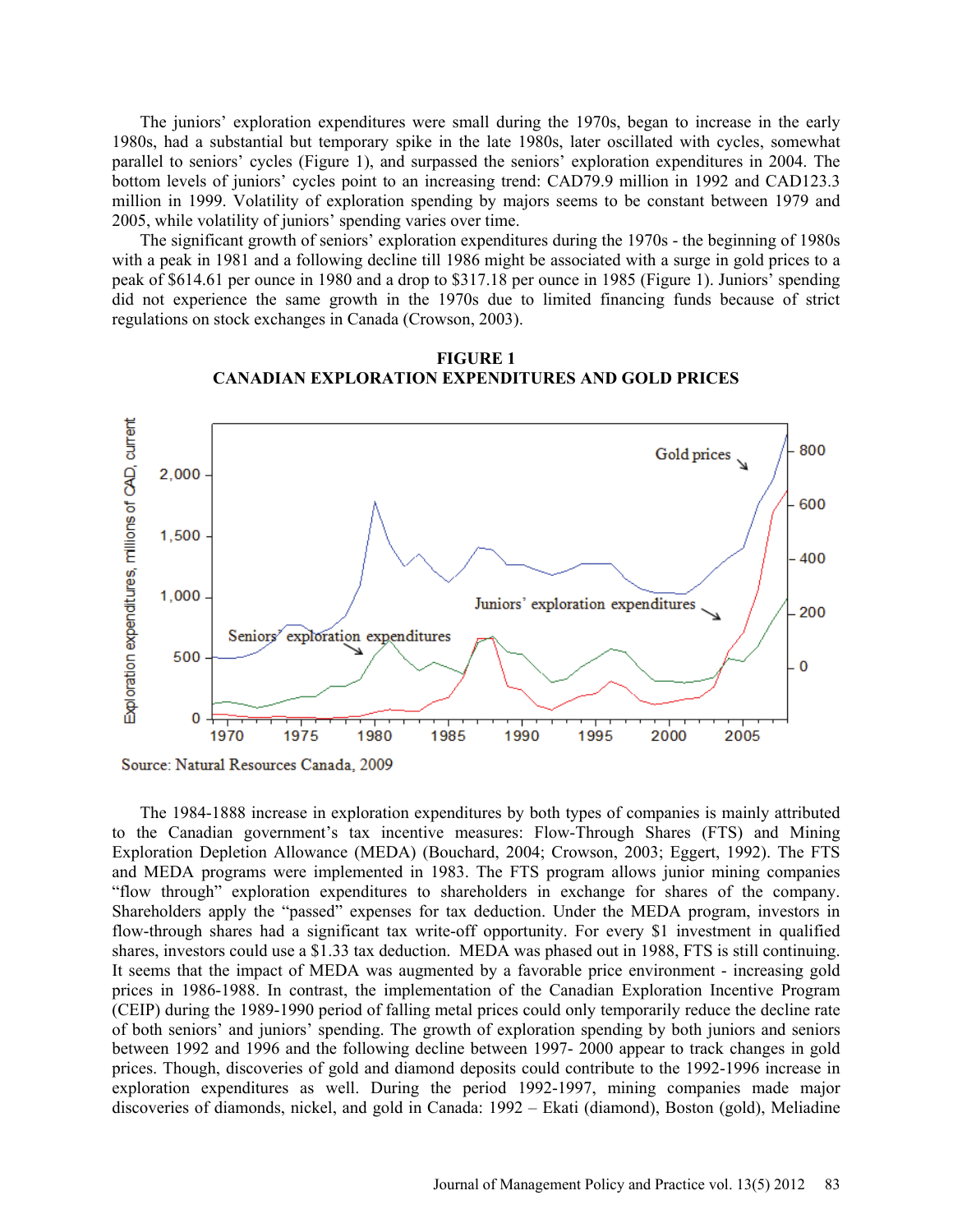The juniors' exploration expenditures were small during the 1970s, began to increase in the early 1980s, had a substantial but temporary spike in the late 1980s, later oscillated with cycles, somewhat parallel to seniors' cycles (Figure 1), and surpassed the seniors' exploration expenditures in 2004. The bottom levels of juniors' cycles point to an increasing trend: CAD79.9 million in 1992 and CAD123.3 million in 1999. Volatility of exploration spending by majors seems to be constant between 1979 and 2005, while volatility of juniors' spending varies over time.

The significant growth of seniors' exploration expenditures during the 1970s - the beginning of 1980s with a peak in 1981 and a following decline till 1986 might be associated with a surge in gold prices to a peak of $614.61 per ounce in 1980 and a drop to $317.18 per ounce in 1985 (Figure 1). Juniors' spending did not experience the same growth in the 1970s due to limited financing funds because of strict regulations on stock exchanges in Canada (Crowson, 2003).

**FIGURE 1**
**CANADIAN EXPLORATION EXPENDITURES AND GOLD PRICES**

Source: Natural Resources Canada, 2009

The 1984-1888 increase in exploration expenditures by both types of companies is mainly attributed to the Canadian government's tax incentive measures: Flow-Through Shares (FTS) and Mining Exploration Depletion Allowance (MEDA) (Bouchard, 2004; Crowson, 2003; Eggert, 1992). The FTS and MEDA programs were implemented in 1983. The FTS program allows junior mining companies "flow through" exploration expenditures to shareholders in exchange for shares of the company. Shareholders apply the "passed" expenses for tax deduction. Under the MEDA program, investors in flow-through shares had a significant tax write-off opportunity. For every $1 investment in qualified shares, investors could use a $1.33 tax deduction. MEDA was phased out in 1988, FTS is still continuing. It seems that the impact of MEDA was augmented by a favorable price environment - increasing gold prices in 1986-1988. In contrast, the implementation of the Canadian Exploration Incentive Program (CEIP) during the 1989-1990 period of falling metal prices could only temporarily reduce the decline rate of both seniors' and juniors' spending. The growth of exploration spending by both juniors and seniors between 1992 and 1996 and the following decline between 1997- 2000 appear to track changes in gold prices. Though, discoveries of gold and diamond deposits could contribute to the 1992-1996 increase in exploration expenditures as well. During the period 1992-1997, mining companies made major discoveries of diamonds, nickel, and gold in Canada: 1992 – Ekati (diamond), Boston (gold), Meliadine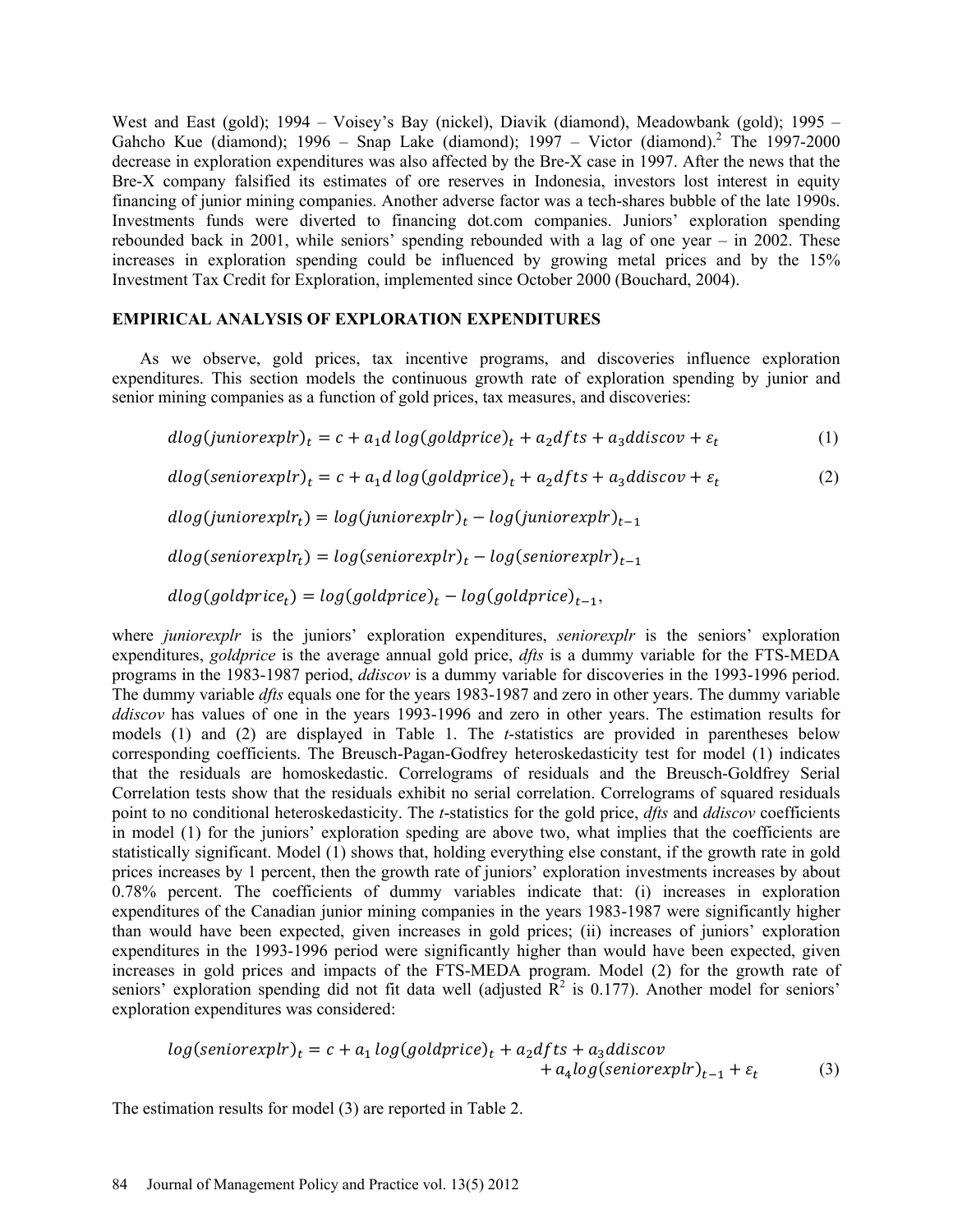West and East (gold); 1994 – Voisey's Bay (nickel), Diavik (diamond), Meadowbank (gold); 1995 – Gahcho Kue (diamond); 1996 – Snap Lake (diamond); 1997 – Victor (diamond).[2] The 1997-2000 decrease in exploration expenditures was also affected by the Bre-X case in 1997. After the news that the Bre-X company falsified its estimates of ore reserves in Indonesia, investors lost interest in equity financing of junior mining companies. Another adverse factor was a tech-shares bubble of the late 1990s. Investments funds were diverted to financing dot.com companies. Juniors' exploration spending rebounded back in 2001, while seniors' spending rebounded with a lag of one year – in 2002. These increases in exploration spending could be influenced by growing metal prices and by the 15% Investment Tax Credit for Exploration, implemented since October 2000 (Bouchard, 2004).

## EMPIRICAL ANALYSIS OF EXPLORATION EXPENDITURES

As we observe, gold prices, tax incentive programs, and discoveries influence exploration expenditures. This section models the continuous growth rate of exploration spending by junior and senior mining companies as a function of gold prices, tax measures, and discoveries:

$$dlog(juniorexplr)_t = c + a_1 d\,log(goldprice)_t + a_2 dfts + a_3 ddiscov + \varepsilon_t \quad (1)$$

$$dlog(seniorexplr)_t = c + a_1 d\,log(goldprice)_t + a_2 dfts + a_3 ddiscov + \varepsilon_t \quad (2)$$

$$dlog(juniorexplr_t) = log(juniorexplr)_t - log(juniorexplr)_{t-1}$$

$$dlog(seniorexplr_t) = log(seniorexplr)_t - log(seniorexplr)_{t-1}$$

$$dlog(goldprice_t) = log(goldprice)_t - log(goldprice)_{t-1},$$

where *juniorexplr* is the juniors' exploration expenditures, *seniorexplr* is the seniors' exploration expenditures, *goldprice* is the average annual gold price, *dfts* is a dummy variable for the FTS-MEDA programs in the 1983-1987 period, *ddiscov* is a dummy variable for discoveries in the 1993-1996 period. The dummy variable *dfts* equals one for the years 1983-1987 and zero in other years. The dummy variable *ddiscov* has values of one in the years 1993-1996 and zero in other years. The estimation results for models (1) and (2) are displayed in Table 1. The *t*-statistics are provided in parentheses below corresponding coefficients. The Breusch-Pagan-Godfrey heteroskedasticity test for model (1) indicates that the residuals are homoskedastic. Correlograms of residuals and the Breusch-Goldfrey Serial Correlation tests show that the residuals exhibit no serial correlation. Correlograms of squared residuals point to no conditional heteroskedasticity. The *t*-statistics for the gold price, *dfts* and *ddiscov* coefficients in model (1) for the juniors' exploration speding are above two, what implies that the coefficients are statistically significant. Model (1) shows that, holding everything else constant, if the growth rate in gold prices increases by 1 percent, then the growth rate of juniors' exploration investments increases by about 0.78% percent. The coefficients of dummy variables indicate that: (i) increases in exploration expenditures of the Canadian junior mining companies in the years 1983-1987 were significantly higher than would have been expected, given increases in gold prices; (ii) increases of juniors' exploration expenditures in the 1993-1996 period were significantly higher than would have been expected, given increases in gold prices and impacts of the FTS-MEDA program. Model (2) for the growth rate of seniors' exploration spending did not fit data well (adjusted $R^2$ is 0.177). Another model for seniors' exploration expenditures was considered:

$$log(seniorexplr)_t = c + a_1 log(goldprice)_t + a_2 dfts + a_3 ddiscov + a_4 log(seniorexplr)_{t-1} + \varepsilon_t \quad (3)$$

The estimation results for model (3) are reported in Table 2.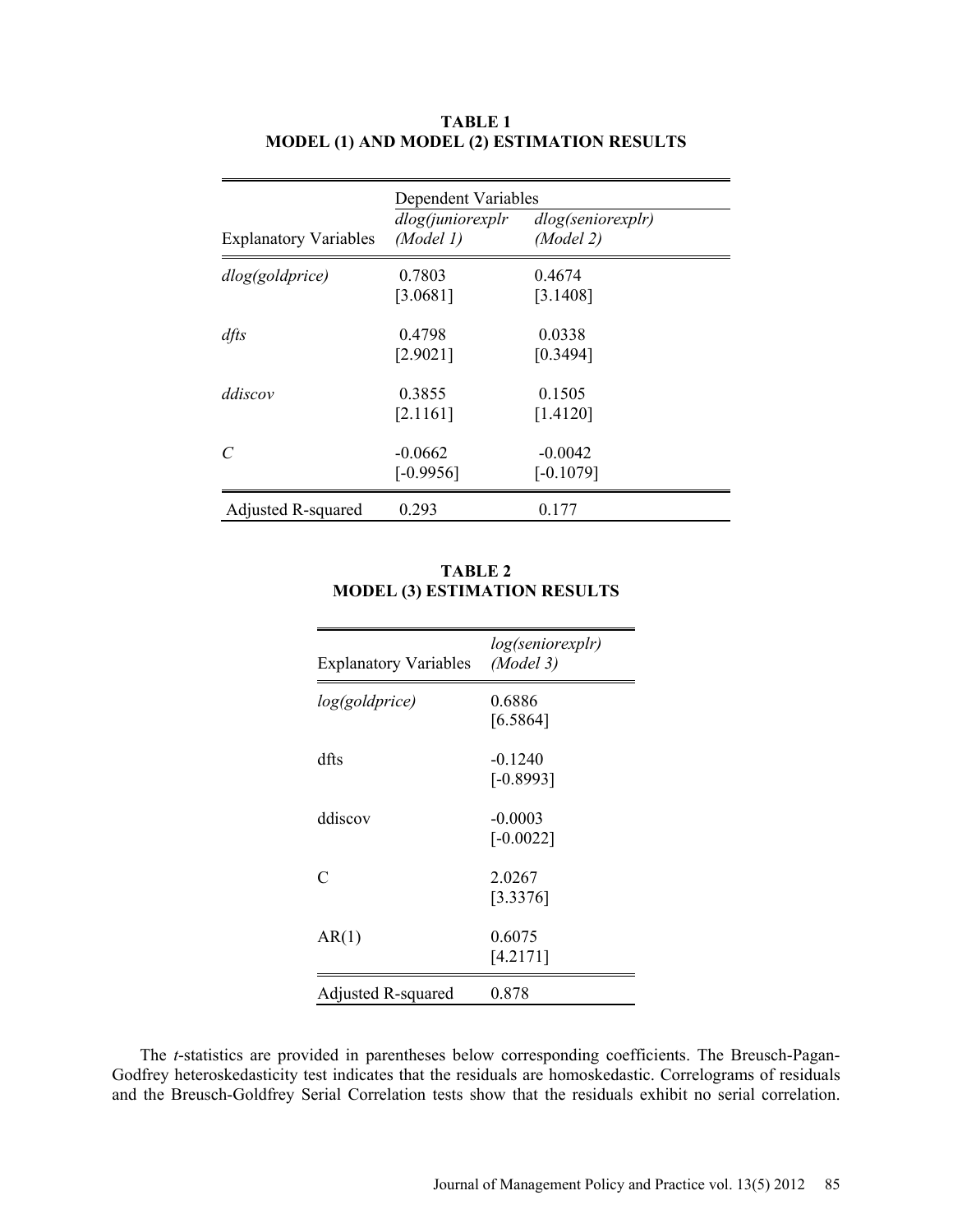**TABLE 1**
**MODEL (1) AND MODEL (2) ESTIMATION RESULTS**

| | Dependent Variables | |
|---|---|---|
| Explanatory Variables | *dlog(juniorexplr (Model 1)* | *dlog(seniorexplr) (Model 2)* |
| *dlog(goldprice)* | 0.7803 [3.0681] | 0.4674 [3.1408] |
| *dfts* | 0.4798 [2.9021] | 0.0338 [0.3494] |
| *ddiscov* | 0.3855 [2.1161] | 0.1505 [1.4120] |
| *C* | -0.0662 [-0.9956] | -0.0042 [-0.1079] |
| Adjusted R-squared | 0.293 | 0.177 |

**TABLE 2**
**MODEL (3) ESTIMATION RESULTS**

| Explanatory Variables | *log(seniorexplr) (Model 3)* |
|---|---|
| *log(goldprice)* | 0.6886 [6.5864] |
| dfts | -0.1240 [-0.8993] |
| ddiscov | -0.0003 [-0.0022] |
| C | 2.0267 [3.3376] |
| AR(1) | 0.6075 [4.2171] |
| Adjusted R-squared | 0.878 |

The *t*-statistics are provided in parentheses below corresponding coefficients. The Breusch-Pagan-Godfrey heteroskedasticity test indicates that the residuals are homoskedastic. Correlograms of residuals and the Breusch-Goldfrey Serial Correlation tests show that the residuals exhibit no serial correlation.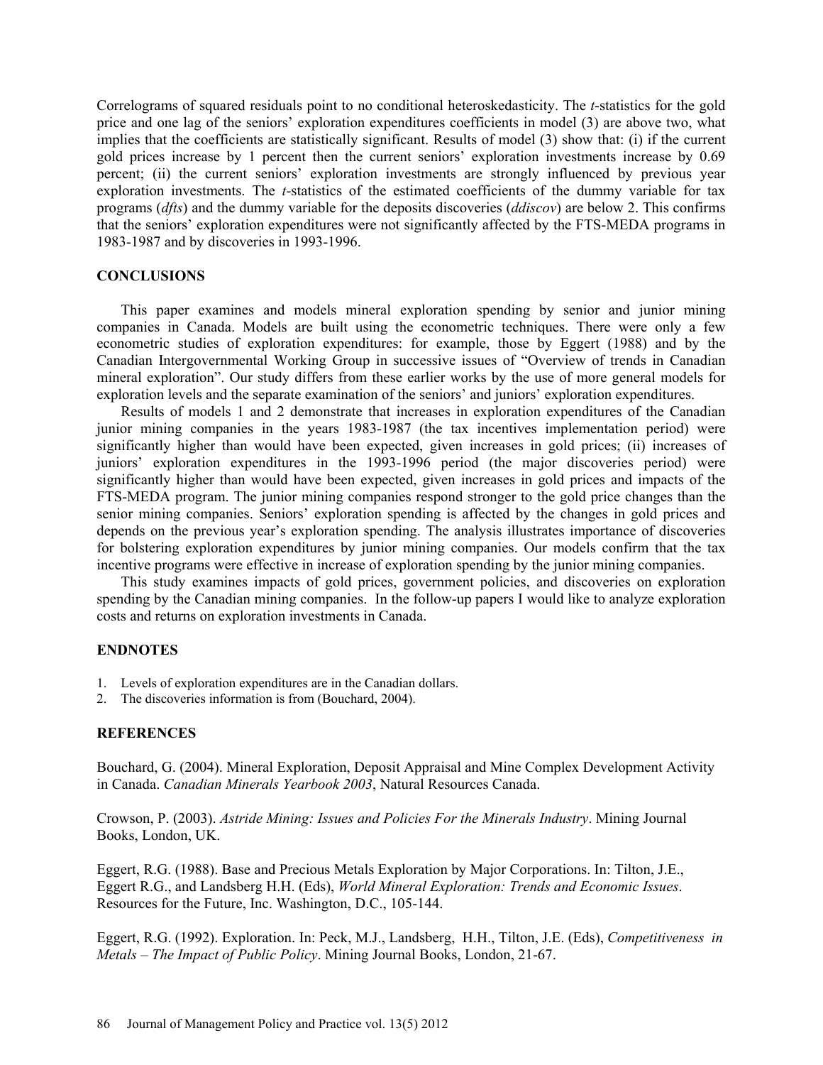Correlograms of squared residuals point to no conditional heteroskedasticity. The *t*-statistics for the gold price and one lag of the seniors' exploration expenditures coefficients in model (3) are above two, what implies that the coefficients are statistically significant. Results of model (3) show that: (i) if the current gold prices increase by 1 percent then the current seniors' exploration investments increase by 0.69 percent; (ii) the current seniors' exploration investments are strongly influenced by previous year exploration investments. The *t*-statistics of the estimated coefficients of the dummy variable for tax programs (*dfts*) and the dummy variable for the deposits discoveries (*ddiscov*) are below 2. This confirms that the seniors' exploration expenditures were not significantly affected by the FTS-MEDA programs in 1983-1987 and by discoveries in 1993-1996.

## CONCLUSIONS

This paper examines and models mineral exploration spending by senior and junior mining companies in Canada. Models are built using the econometric techniques. There were only a few econometric studies of exploration expenditures: for example, those by Eggert (1988) and by the Canadian Intergovernmental Working Group in successive issues of "Overview of trends in Canadian mineral exploration". Our study differs from these earlier works by the use of more general models for exploration levels and the separate examination of the seniors' and juniors' exploration expenditures.

Results of models 1 and 2 demonstrate that increases in exploration expenditures of the Canadian junior mining companies in the years 1983-1987 (the tax incentives implementation period) were significantly higher than would have been expected, given increases in gold prices; (ii) increases of juniors' exploration expenditures in the 1993-1996 period (the major discoveries period) were significantly higher than would have been expected, given increases in gold prices and impacts of the FTS-MEDA program. The junior mining companies respond stronger to the gold price changes than the senior mining companies. Seniors' exploration spending is affected by the changes in gold prices and depends on the previous year's exploration spending. The analysis illustrates importance of discoveries for bolstering exploration expenditures by junior mining companies. Our models confirm that the tax incentive programs were effective in increase of exploration spending by the junior mining companies.

This study examines impacts of gold prices, government policies, and discoveries on exploration spending by the Canadian mining companies. In the follow-up papers I would like to analyze exploration costs and returns on exploration investments in Canada.

## ENDNOTES

1. Levels of exploration expenditures are in the Canadian dollars.
2. The discoveries information is from (Bouchard, 2004).

## REFERENCES

Bouchard, G. (2004). Mineral Exploration, Deposit Appraisal and Mine Complex Development Activity in Canada. *Canadian Minerals Yearbook 2003*, Natural Resources Canada.

Crowson, P. (2003). *Astride Mining: Issues and Policies For the Minerals Industry*. Mining Journal Books, London, UK.

Eggert, R.G. (1988). Base and Precious Metals Exploration by Major Corporations. In: Tilton, J.E., Eggert R.G., and Landsberg H.H. (Eds), *World Mineral Exploration: Trends and Economic Issues*. Resources for the Future, Inc. Washington, D.C., 105-144.

Eggert, R.G. (1992). Exploration. In: Peck, M.J., Landsberg, H.H., Tilton, J.E. (Eds), *Competitiveness in Metals – The Impact of Public Policy*. Mining Journal Books, London, 21-67.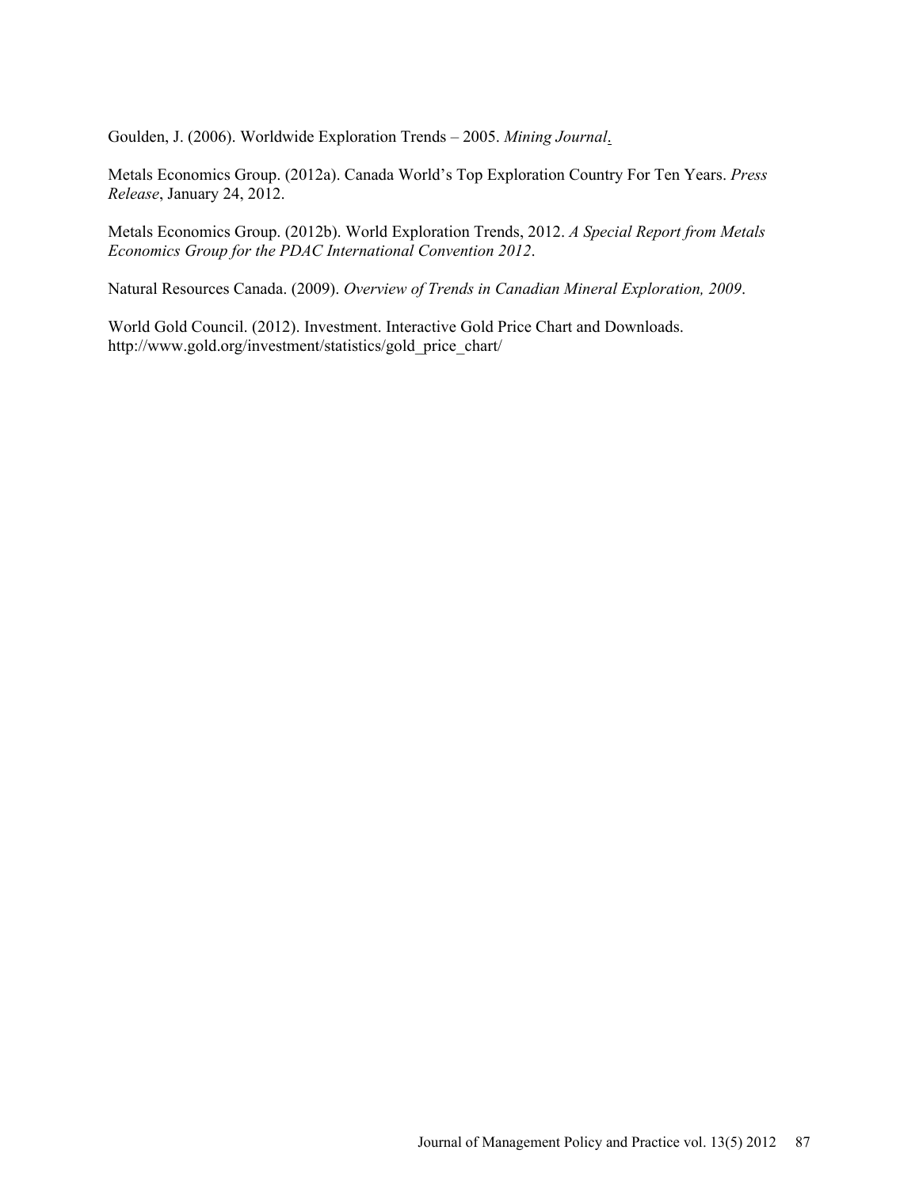Goulden, J. (2006). Worldwide Exploration Trends – 2005. *Mining Journal*.

Metals Economics Group. (2012a). Canada World's Top Exploration Country For Ten Years. *Press Release*, January 24, 2012.

Metals Economics Group. (2012b). World Exploration Trends, 2012. *A Special Report from Metals Economics Group for the PDAC International Convention 2012*.

Natural Resources Canada. (2009). *Overview of Trends in Canadian Mineral Exploration, 2009*.

World Gold Council. (2012). Investment. Interactive Gold Price Chart and Downloads. http://www.gold.org/investment/statistics/gold_price_chart/